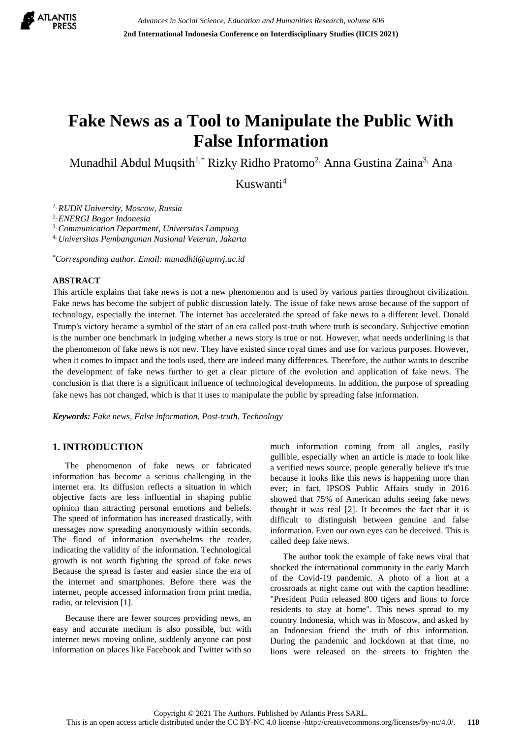# Fake News as a Tool to Manipulate the Public With False Information

Munadhil Abdul Muqsith[1,*] Rizky Ridho Pratomo[2,] Anna Gustina Zaina[3,] Ana Kuswanti[4]

*[1,] RUDN University, Moscow, Russia*
*[2,] ENERGI Bogor Indonesia*
*[3,] Communication Department, Universitas Lampung*
*[4,] Universitas Pembangunan Nasional Veteran, Jakarta*

*[*]Corresponding author. Email: munadhil@upnvj.ac.id*

## ABSTRACT

This article explains that fake news is not a new phenomenon and is used by various parties throughout civilization. Fake news has become the subject of public discussion lately. The issue of fake news arose because of the support of technology, especially the internet. The internet has accelerated the spread of fake news to a different level. Donald Trump's victory became a symbol of the start of an era called post-truth where truth is secondary. Subjective emotion is the number one benchmark in judging whether a news story is true or not. However, what needs underlining is that the phenomenon of fake news is not new. They have existed since royal times and use for various purposes. However, when it comes to impact and the tools used, there are indeed many differences. Therefore, the author wants to describe the development of fake news further to get a clear picture of the evolution and application of fake news. The conclusion is that there is a significant influence of technological developments. In addition, the purpose of spreading fake news has not changed, which is that it uses to manipulate the public by spreading false information.

***Keywords:** Fake news, False information, Post-truth, Technology*

## 1. INTRODUCTION

The phenomenon of fake news or fabricated information has become a serious challenging in the internet era. Its diffusion reflects a situation in which objective facts are less influential in shaping public opinion than attracting personal emotions and beliefs. The speed of information has increased drastically, with messages now spreading anonymously within seconds. The flood of information overwhelms the reader, indicating the validity of the information. Technological growth is not worth fighting the spread of fake news Because the spread is faster and easier since the era of the internet and smartphones. Before there was the internet, people accessed information from print media, radio, or television [1].

Because there are fewer sources providing news, an easy and accurate medium is also possible, but with internet news moving online, suddenly anyone can post information on places like Facebook and Twitter with so much information coming from all angles, easily gullible, especially when an article is made to look like a verified news source, people generally believe it's true because it looks like this news is happening more than ever; in fact, IPSOS Public Affairs study in 2016 showed that 75% of American adults seeing fake news thought it was real [2]. It becomes the fact that it is difficult to distinguish between genuine and false information. Even our own eyes can be deceived. This is called deep fake news.

The author took the example of fake news viral that shocked the international community in the early March of the Covid-19 pandemic. A photo of a lion at a crossroads at night came out with the caption headline: "President Putin released 800 tigers and lions to force residents to stay at home". This news spread to my country Indonesia, which was in Moscow, and asked by an Indonesian friend the truth of this information. During the pandemic and lockdown at that time, no lions were released on the streets to frighten the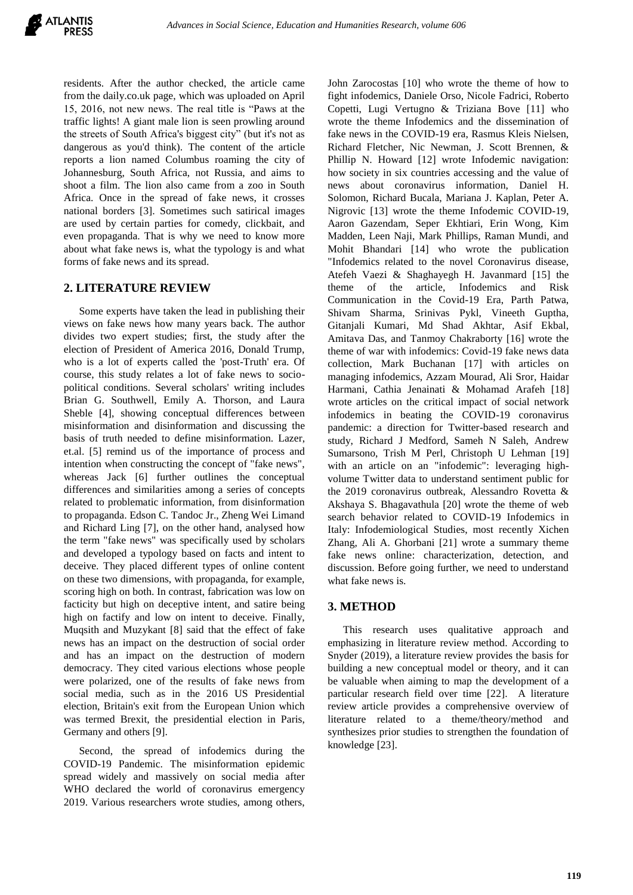residents. After the author checked, the article came from the daily.co.uk page, which was uploaded on April 15, 2016, not new news. The real title is "Paws at the traffic lights! A giant male lion is seen prowling around the streets of South Africa's biggest city" (but it's not as dangerous as you'd think). The content of the article reports a lion named Columbus roaming the city of Johannesburg, South Africa, not Russia, and aims to shoot a film. The lion also came from a zoo in South Africa. Once in the spread of fake news, it crosses national borders [3]. Sometimes such satirical images are used by certain parties for comedy, clickbait, and even propaganda. That is why we need to know more about what fake news is, what the typology is and what forms of fake news and its spread.

## 2. LITERATURE REVIEW

Some experts have taken the lead in publishing their views on fake news how many years back. The author divides two expert studies; first, the study after the election of President of America 2016, Donald Trump, who is a lot of experts called the 'post-Truth' era. Of course, this study relates a lot of fake news to socio-political conditions. Several scholars' writing includes Brian G. Southwell, Emily A. Thorson, and Laura Sheble [4], showing conceptual differences between misinformation and disinformation and discussing the basis of truth needed to define misinformation. Lazer, et.al. [5] remind us of the importance of process and intention when constructing the concept of "fake news", whereas Jack [6] further outlines the conceptual differences and similarities among a series of concepts related to problematic information, from disinformation to propaganda. Edson C. Tandoc Jr., Zheng Wei Limand and Richard Ling [7], on the other hand, analysed how the term "fake news" was specifically used by scholars and developed a typology based on facts and intent to deceive. They placed different types of online content on these two dimensions, with propaganda, for example, scoring high on both. In contrast, fabrication was low on facticity but high on deceptive intent, and satire being high on factify and low on intent to deceive. Finally, Muqsith and Muzykant [8] said that the effect of fake news has an impact on the destruction of social order and has an impact on the destruction of modern democracy. They cited various elections whose people were polarized, one of the results of fake news from social media, such as in the 2016 US Presidential election, Britain's exit from the European Union which was termed Brexit, the presidential election in Paris, Germany and others [9].

Second, the spread of infodemics during the COVID-19 Pandemic. The misinformation epidemic spread widely and massively on social media after WHO declared the world of coronavirus emergency 2019. Various researchers wrote studies, among others, John Zarocostas [10] who wrote the theme of how to fight infodemics, Daniele Orso, Nicole Fadrici, Roberto Copetti, Lugi Vertugno & Triziana Bove [11] who wrote the theme Infodemics and the dissemination of fake news in the COVID-19 era, Rasmus Kleis Nielsen, Richard Fletcher, Nic Newman, J. Scott Brennen, & Phillip N. Howard [12] wrote Infodemic navigation: how society in six countries accessing and the value of news about coronavirus information, Daniel H. Solomon, Richard Bucala, Mariana J. Kaplan, Peter A. Nigrovic [13] wrote the theme Infodemic COVID-19, Aaron Gazendam, Seper Ekhtiari, Erin Wong, Kim Madden, Leen Naji, Mark Phillips, Raman Mundi, and Mohit Bhandari [14] who wrote the publication "Infodemics related to the novel Coronavirus disease, Atefeh Vaezi & Shaghayegh H. Javanmard [15] the theme of the article, Infodemics and Risk Communication in the Covid-19 Era, Parth Patwa, Shivam Sharma, Srinivas Pykl, Vineeth Guptha, Gitanjali Kumari, Md Shad Akhtar, Asif Ekbal, Amitava Das, and Tanmoy Chakraborty [16] wrote the theme of war with infodemics: Covid-19 fake news data collection, Mark Buchanan [17] with articles on managing infodemics, Azzam Mourad, Ali Sror, Haidar Harmani, Cathia Jenainati & Mohamad Arafeh [18] wrote articles on the critical impact of social network infodemics in beating the COVID-19 coronavirus pandemic: a direction for Twitter-based research and study, Richard J Medford, Sameh N Saleh, Andrew Sumarsono, Trish M Perl, Christoph U Lehman [19] with an article on an "infodemic": leveraging high-volume Twitter data to understand sentiment public for the 2019 coronavirus outbreak, Alessandro Rovetta & Akshaya S. Bhagavathula [20] wrote the theme of web search behavior related to COVID-19 Infodemics in Italy: Infodemiological Studies, most recently Xichen Zhang, Ali A. Ghorbani [21] wrote a summary theme fake news online: characterization, detection, and discussion. Before going further, we need to understand what fake news is.

## 3. METHOD

This research uses qualitative approach and emphasizing in literature review method. According to Snyder (2019), a literature review provides the basis for building a new conceptual model or theory, and it can be valuable when aiming to map the development of a particular research field over time [22]. A literature review article provides a comprehensive overview of literature related to a theme/theory/method and synthesizes prior studies to strengthen the foundation of knowledge [23].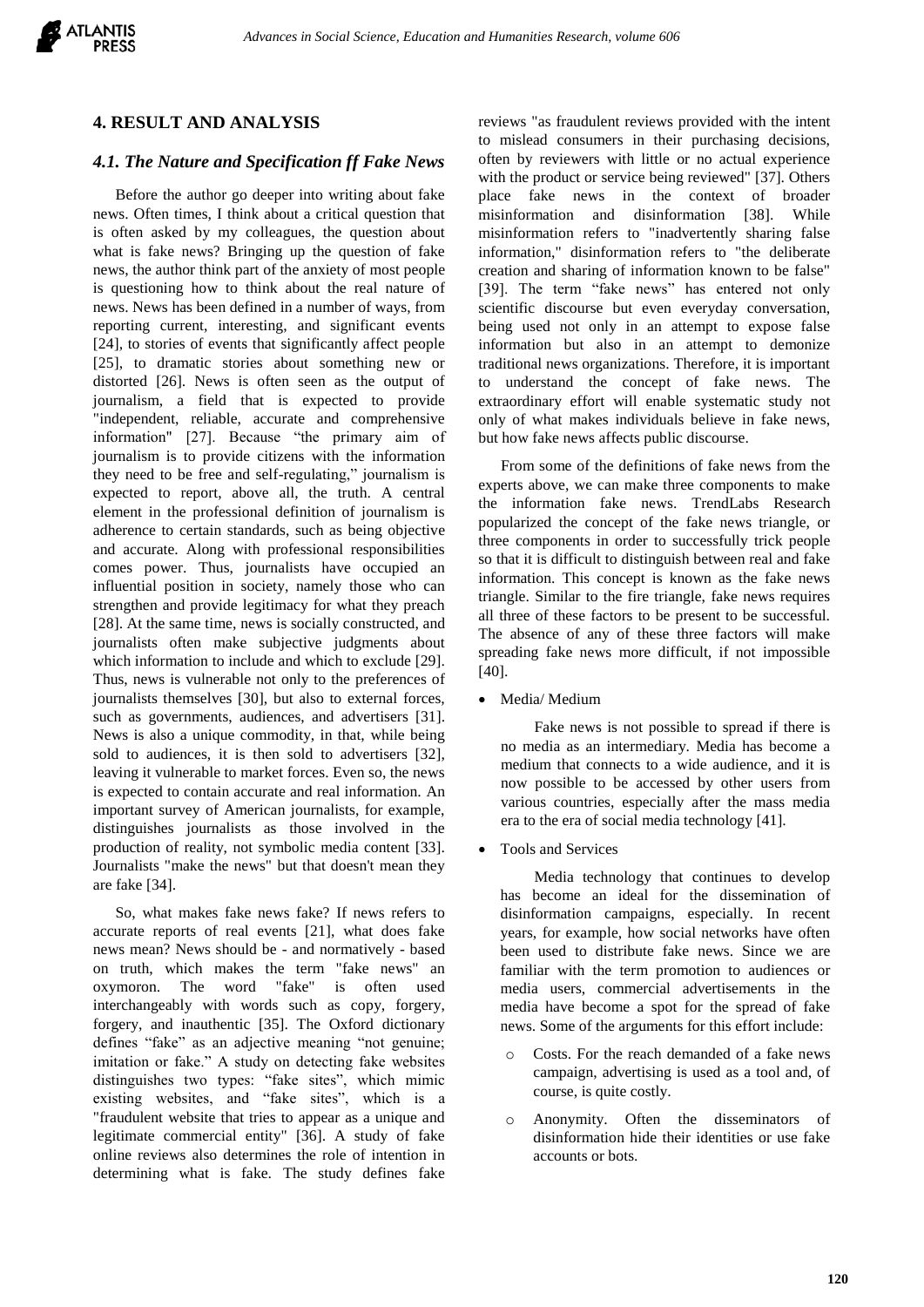## 4. RESULT AND ANALYSIS

### *4.1. The Nature and Specification ff Fake News*

Before the author go deeper into writing about fake news. Often times, I think about a critical question that is often asked by my colleagues, the question about what is fake news? Bringing up the question of fake news, the author think part of the anxiety of most people is questioning how to think about the real nature of news. News has been defined in a number of ways, from reporting current, interesting, and significant events [24], to stories of events that significantly affect people [25], to dramatic stories about something new or distorted [26]. News is often seen as the output of journalism, a field that is expected to provide "independent, reliable, accurate and comprehensive information" [27]. Because "the primary aim of journalism is to provide citizens with the information they need to be free and self-regulating," journalism is expected to report, above all, the truth. A central element in the professional definition of journalism is adherence to certain standards, such as being objective and accurate. Along with professional responsibilities comes power. Thus, journalists have occupied an influential position in society, namely those who can strengthen and provide legitimacy for what they preach [28]. At the same time, news is socially constructed, and journalists often make subjective judgments about which information to include and which to exclude [29]. Thus, news is vulnerable not only to the preferences of journalists themselves [30], but also to external forces, such as governments, audiences, and advertisers [31]. News is also a unique commodity, in that, while being sold to audiences, it is then sold to advertisers [32], leaving it vulnerable to market forces. Even so, the news is expected to contain accurate and real information. An important survey of American journalists, for example, distinguishes journalists as those involved in the production of reality, not symbolic media content [33]. Journalists "make the news" but that doesn't mean they are fake [34].

So, what makes fake news fake? If news refers to accurate reports of real events [21], what does fake news mean? News should be - and normatively - based on truth, which makes the term "fake news" an oxymoron. The word "fake" is often used interchangeably with words such as copy, forgery, forgery, and inauthentic [35]. The Oxford dictionary defines "fake" as an adjective meaning "not genuine; imitation or fake." A study on detecting fake websites distinguishes two types: "fake sites", which mimic existing websites, and "fake sites", which is a "fraudulent website that tries to appear as a unique and legitimate commercial entity" [36]. A study of fake online reviews also determines the role of intention in determining what is fake. The study defines fake reviews "as fraudulent reviews provided with the intent to mislead consumers in their purchasing decisions, often by reviewers with little or no actual experience with the product or service being reviewed" [37]. Others place fake news in the context of broader misinformation and disinformation [38]. While misinformation refers to "inadvertently sharing false information," disinformation refers to "the deliberate creation and sharing of information known to be false" [39]. The term "fake news" has entered not only scientific discourse but even everyday conversation, being used not only in an attempt to expose false information but also in an attempt to demonize traditional news organizations. Therefore, it is important to understand the concept of fake news. The extraordinary effort will enable systematic study not only of what makes individuals believe in fake news, but how fake news affects public discourse.

From some of the definitions of fake news from the experts above, we can make three components to make the information fake news. TrendLabs Research popularized the concept of the fake news triangle, or three components in order to successfully trick people so that it is difficult to distinguish between real and fake information. This concept is known as the fake news triangle. Similar to the fire triangle, fake news requires all three of these factors to be present to be successful. The absence of any of these three factors will make spreading fake news more difficult, if not impossible [40].

- Media/ Medium

  Fake news is not possible to spread if there is no media as an intermediary. Media has become a medium that connects to a wide audience, and it is now possible to be accessed by other users from various countries, especially after the mass media era to the era of social media technology [41].

- Tools and Services

  Media technology that continues to develop has become an ideal for the dissemination of disinformation campaigns, especially. In recent years, for example, how social networks have often been used to distribute fake news. Since we are familiar with the term promotion to audiences or media users, commercial advertisements in the media have become a spot for the spread of fake news. Some of the arguments for this effort include:

  - Costs. For the reach demanded of a fake news campaign, advertising is used as a tool and, of course, is quite costly.
  - Anonymity. Often the disseminators of disinformation hide their identities or use fake accounts or bots.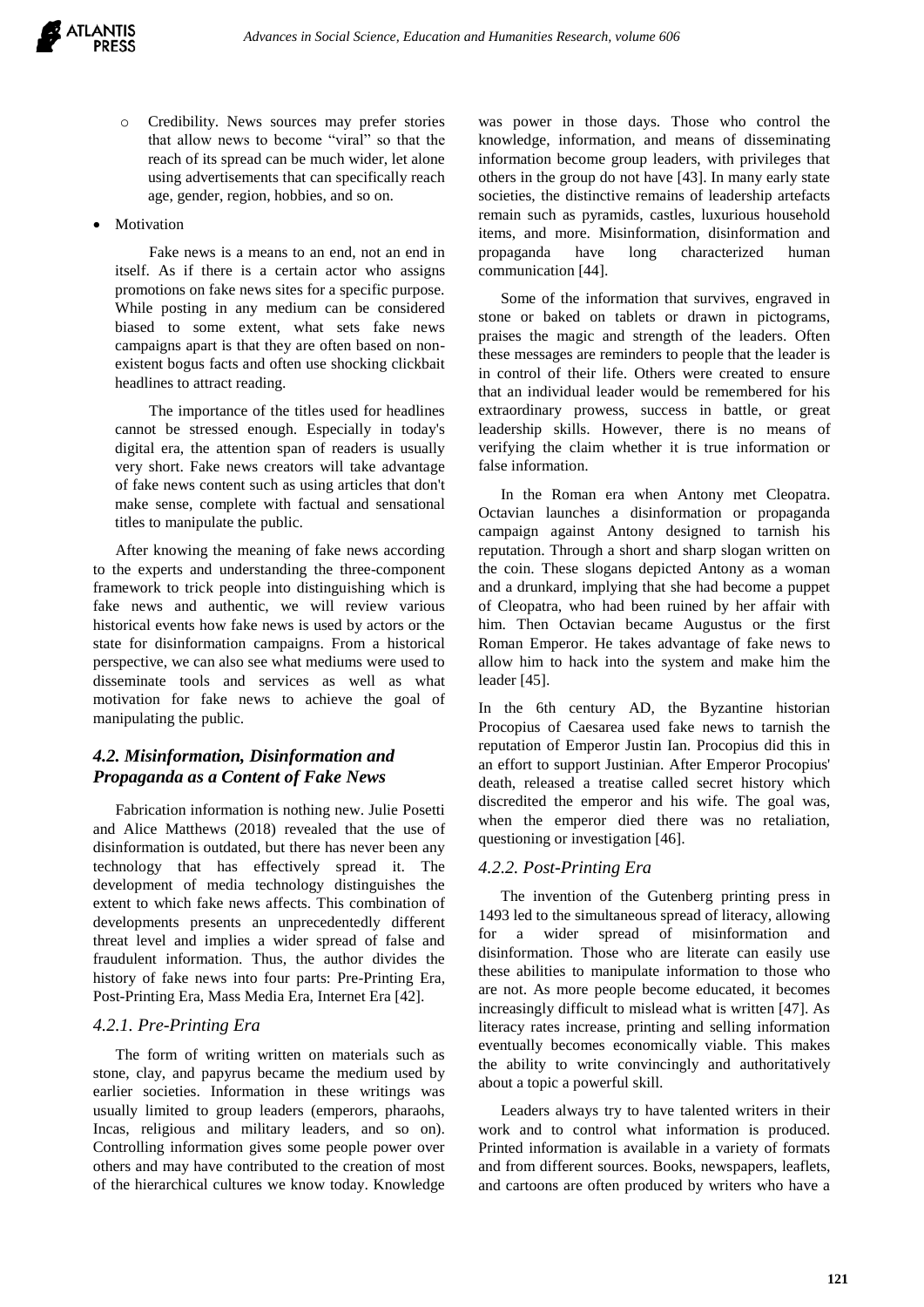- Credibility. News sources may prefer stories that allow news to become "viral" so that the reach of its spread can be much wider, let alone using advertisements that can specifically reach age, gender, region, hobbies, and so on.

- Motivation

  Fake news is a means to an end, not an end in itself. As if there is a certain actor who assigns promotions on fake news sites for a specific purpose. While posting in any medium can be considered biased to some extent, what sets fake news campaigns apart is that they are often based on non-existent bogus facts and often use shocking clickbait headlines to attract reading.

  The importance of the titles used for headlines cannot be stressed enough. Especially in today's digital era, the attention span of readers is usually very short. Fake news creators will take advantage of fake news content such as using articles that don't make sense, complete with factual and sensational titles to manipulate the public.

After knowing the meaning of fake news according to the experts and understanding the three-component framework to trick people into distinguishing which is fake news and authentic, we will review various historical events how fake news is used by actors or the state for disinformation campaigns. From a historical perspective, we can also see what mediums were used to disseminate tools and services as well as what motivation for fake news to achieve the goal of manipulating the public.

### *4.2. Misinformation, Disinformation and Propaganda as a Content of Fake News*

Fabrication information is nothing new. Julie Posetti and Alice Matthews (2018) revealed that the use of disinformation is outdated, but there has never been any technology that has effectively spread it. The development of media technology distinguishes the extent to which fake news affects. This combination of developments presents an unprecedentedly different threat level and implies a wider spread of false and fraudulent information. Thus, the author divides the history of fake news into four parts: Pre-Printing Era, Post-Printing Era, Mass Media Era, Internet Era [42].

#### *4.2.1. Pre-Printing Era*

The form of writing written on materials such as stone, clay, and papyrus became the medium used by earlier societies. Information in these writings was usually limited to group leaders (emperors, pharaohs, Incas, religious and military leaders, and so on). Controlling information gives some people power over others and may have contributed to the creation of most of the hierarchical cultures we know today. Knowledge was power in those days. Those who control the knowledge, information, and means of disseminating information become group leaders, with privileges that others in the group do not have [43]. In many early state societies, the distinctive remains of leadership artefacts remain such as pyramids, castles, luxurious household items, and more. Misinformation, disinformation and propaganda have long characterized human communication [44].

Some of the information that survives, engraved in stone or baked on tablets or drawn in pictograms, praises the magic and strength of the leaders. Often these messages are reminders to people that the leader is in control of their life. Others were created to ensure that an individual leader would be remembered for his extraordinary prowess, success in battle, or great leadership skills. However, there is no means of verifying the claim whether it is true information or false information.

In the Roman era when Antony met Cleopatra. Octavian launches a disinformation or propaganda campaign against Antony designed to tarnish his reputation. Through a short and sharp slogan written on the coin. These slogans depicted Antony as a woman and a drunkard, implying that she had become a puppet of Cleopatra, who had been ruined by her affair with him. Then Octavian became Augustus or the first Roman Emperor. He takes advantage of fake news to allow him to hack into the system and make him the leader [45].

In the 6th century AD, the Byzantine historian Procopius of Caesarea used fake news to tarnish the reputation of Emperor Justin Ian. Procopius did this in an effort to support Justinian. After Emperor Procopius' death, released a treatise called secret history which discredited the emperor and his wife. The goal was, when the emperor died there was no retaliation, questioning or investigation [46].

#### *4.2.2. Post-Printing Era*

The invention of the Gutenberg printing press in 1493 led to the simultaneous spread of literacy, allowing for a wider spread of misinformation and disinformation. Those who are literate can easily use these abilities to manipulate information to those who are not. As more people become educated, it becomes increasingly difficult to mislead what is written [47]. As literacy rates increase, printing and selling information eventually becomes economically viable. This makes the ability to write convincingly and authoritatively about a topic a powerful skill.

Leaders always try to have talented writers in their work and to control what information is produced. Printed information is available in a variety of formats and from different sources. Books, newspapers, leaflets, and cartoons are often produced by writers who have a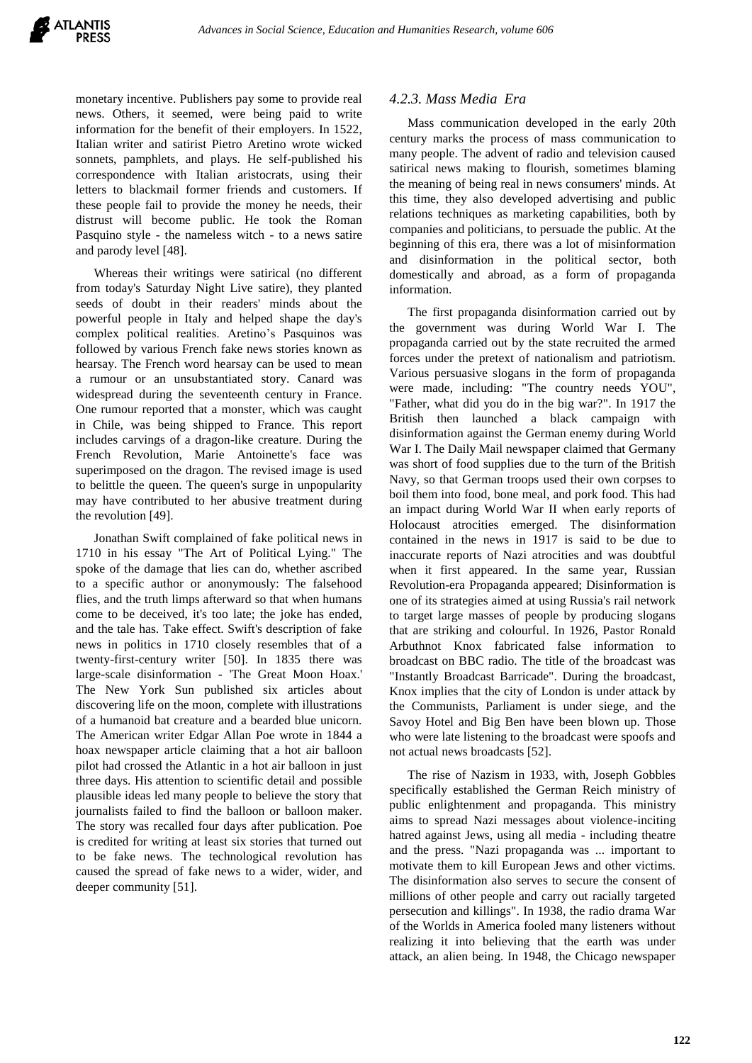monetary incentive. Publishers pay some to provide real news. Others, it seemed, were being paid to write information for the benefit of their employers. In 1522, Italian writer and satirist Pietro Aretino wrote wicked sonnets, pamphlets, and plays. He self-published his correspondence with Italian aristocrats, using their letters to blackmail former friends and customers. If these people fail to provide the money he needs, their distrust will become public. He took the Roman Pasquino style - the nameless witch - to a news satire and parody level [48].

Whereas their writings were satirical (no different from today's Saturday Night Live satire), they planted seeds of doubt in their readers' minds about the powerful people in Italy and helped shape the day's complex political realities. Aretino's Pasquinos was followed by various French fake news stories known as hearsay. The French word hearsay can be used to mean a rumour or an unsubstantiated story. Canard was widespread during the seventeenth century in France. One rumour reported that a monster, which was caught in Chile, was being shipped to France. This report includes carvings of a dragon-like creature. During the French Revolution, Marie Antoinette's face was superimposed on the dragon. The revised image is used to belittle the queen. The queen's surge in unpopularity may have contributed to her abusive treatment during the revolution [49].

Jonathan Swift complained of fake political news in 1710 in his essay "The Art of Political Lying." The spoke of the damage that lies can do, whether ascribed to a specific author or anonymously: The falsehood flies, and the truth limps afterward so that when humans come to be deceived, it's too late; the joke has ended, and the tale has. Take effect. Swift's description of fake news in politics in 1710 closely resembles that of a twenty-first-century writer [50]. In 1835 there was large-scale disinformation - 'The Great Moon Hoax.' The New York Sun published six articles about discovering life on the moon, complete with illustrations of a humanoid bat creature and a bearded blue unicorn. The American writer Edgar Allan Poe wrote in 1844 a hoax newspaper article claiming that a hot air balloon pilot had crossed the Atlantic in a hot air balloon in just three days. His attention to scientific detail and possible plausible ideas led many people to believe the story that journalists failed to find the balloon or balloon maker. The story was recalled four days after publication. Poe is credited for writing at least six stories that turned out to be fake news. The technological revolution has caused the spread of fake news to a wider, wider, and deeper community [51].

#### *4.2.3. Mass Media Era*

Mass communication developed in the early 20th century marks the process of mass communication to many people. The advent of radio and television caused satirical news making to flourish, sometimes blaming the meaning of being real in news consumers' minds. At this time, they also developed advertising and public relations techniques as marketing capabilities, both by companies and politicians, to persuade the public. At the beginning of this era, there was a lot of misinformation and disinformation in the political sector, both domestically and abroad, as a form of propaganda information.

The first propaganda disinformation carried out by the government was during World War I. The propaganda carried out by the state recruited the armed forces under the pretext of nationalism and patriotism. Various persuasive slogans in the form of propaganda were made, including: "The country needs YOU", "Father, what did you do in the big war?". In 1917 the British then launched a black campaign with disinformation against the German enemy during World War I. The Daily Mail newspaper claimed that Germany was short of food supplies due to the turn of the British Navy, so that German troops used their own corpses to boil them into food, bone meal, and pork food. This had an impact during World War II when early reports of Holocaust atrocities emerged. The disinformation contained in the news in 1917 is said to be due to inaccurate reports of Nazi atrocities and was doubtful when it first appeared. In the same year, Russian Revolution-era Propaganda appeared; Disinformation is one of its strategies aimed at using Russia's rail network to target large masses of people by producing slogans that are striking and colourful. In 1926, Pastor Ronald Arbuthnot Knox fabricated false information to broadcast on BBC radio. The title of the broadcast was "Instantly Broadcast Barricade". During the broadcast, Knox implies that the city of London is under attack by the Communists, Parliament is under siege, and the Savoy Hotel and Big Ben have been blown up. Those who were late listening to the broadcast were spoofs and not actual news broadcasts [52].

The rise of Nazism in 1933, with, Joseph Gobbles specifically established the German Reich ministry of public enlightenment and propaganda. This ministry aims to spread Nazi messages about violence-inciting hatred against Jews, using all media - including theatre and the press. "Nazi propaganda was ... important to motivate them to kill European Jews and other victims. The disinformation also serves to secure the consent of millions of other people and carry out racially targeted persecution and killings". In 1938, the radio drama War of the Worlds in America fooled many listeners without realizing it into believing that the earth was under attack, an alien being. In 1948, the Chicago newspaper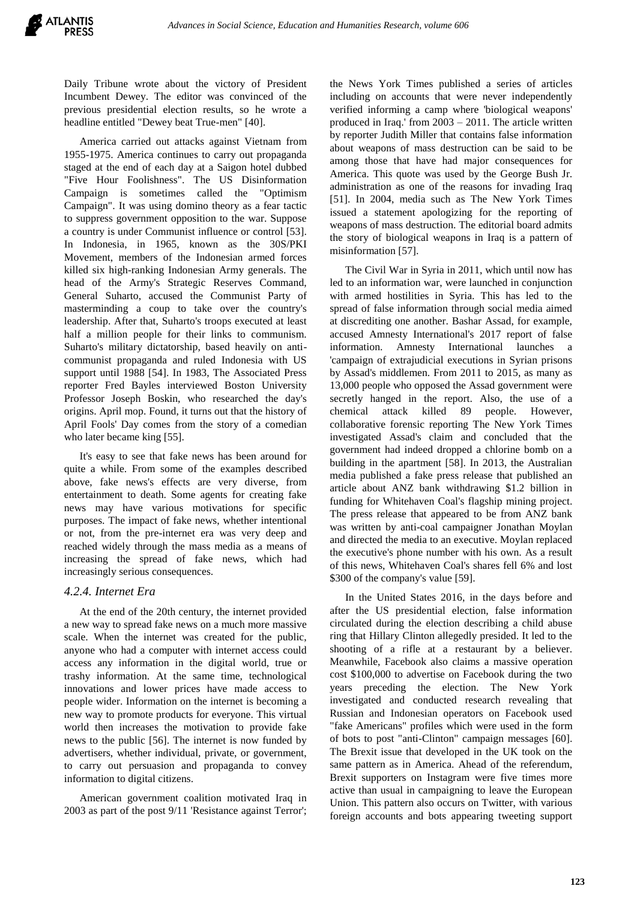Daily Tribune wrote about the victory of President Incumbent Dewey. The editor was convinced of the previous presidential election results, so he wrote a headline entitled "Dewey beat True-men" [40].

America carried out attacks against Vietnam from 1955-1975. America continues to carry out propaganda staged at the end of each day at a Saigon hotel dubbed "Five Hour Foolishness". The US Disinformation Campaign is sometimes called the "Optimism Campaign". It was using domino theory as a fear tactic to suppress government opposition to the war. Suppose a country is under Communist influence or control [53]. In Indonesia, in 1965, known as the 30S/PKI Movement, members of the Indonesian armed forces killed six high-ranking Indonesian Army generals. The head of the Army's Strategic Reserves Command, General Suharto, accused the Communist Party of masterminding a coup to take over the country's leadership. After that, Suharto's troops executed at least half a million people for their links to communism. Suharto's military dictatorship, based heavily on anti-communist propaganda and ruled Indonesia with US support until 1988 [54]. In 1983, The Associated Press reporter Fred Bayles interviewed Boston University Professor Joseph Boskin, who researched the day's origins. April mop. Found, it turns out that the history of April Fools' Day comes from the story of a comedian who later became king [55].

It's easy to see that fake news has been around for quite a while. From some of the examples described above, fake news's effects are very diverse, from entertainment to death. Some agents for creating fake news may have various motivations for specific purposes. The impact of fake news, whether intentional or not, from the pre-internet era was very deep and reached widely through the mass media as a means of increasing the spread of fake news, which had increasingly serious consequences.

#### *4.2.4. Internet Era*

At the end of the 20th century, the internet provided a new way to spread fake news on a much more massive scale. When the internet was created for the public, anyone who had a computer with internet access could access any information in the digital world, true or trashy information. At the same time, technological innovations and lower prices have made access to people wider. Information on the internet is becoming a new way to promote products for everyone. This virtual world then increases the motivation to provide fake news to the public [56]. The internet is now funded by advertisers, whether individual, private, or government, to carry out persuasion and propaganda to convey information to digital citizens.

American government coalition motivated Iraq in 2003 as part of the post 9/11 'Resistance against Terror'; the News York Times published a series of articles including on accounts that were never independently verified informing a camp where 'biological weapons' produced in Iraq.' from 2003 – 2011. The article written by reporter Judith Miller that contains false information about weapons of mass destruction can be said to be among those that have had major consequences for America. This quote was used by the George Bush Jr. administration as one of the reasons for invading Iraq [51]. In 2004, media such as The New York Times issued a statement apologizing for the reporting of weapons of mass destruction. The editorial board admits the story of biological weapons in Iraq is a pattern of misinformation [57].

The Civil War in Syria in 2011, which until now has led to an information war, were launched in conjunction with armed hostilities in Syria. This has led to the spread of false information through social media aimed at discrediting one another. Bashar Assad, for example, accused Amnesty International's 2017 report of false information. Amnesty International launches a 'campaign of extrajudicial executions in Syrian prisons by Assad's middlemen. From 2011 to 2015, as many as 13,000 people who opposed the Assad government were secretly hanged in the report. Also, the use of a chemical attack killed 89 people. However, collaborative forensic reporting The New York Times investigated Assad's claim and concluded that the government had indeed dropped a chlorine bomb on a building in the apartment [58]. In 2013, the Australian media published a fake press release that published an article about ANZ bank withdrawing $1.2 billion in funding for Whitehaven Coal's flagship mining project. The press release that appeared to be from ANZ bank was written by anti-coal campaigner Jonathan Moylan and directed the media to an executive. Moylan replaced the executive's phone number with his own. As a result of this news, Whitehaven Coal's shares fell 6% and lost $300 of the company's value [59].

In the United States 2016, in the days before and after the US presidential election, false information circulated during the election describing a child abuse ring that Hillary Clinton allegedly presided. It led to the shooting of a rifle at a restaurant by a believer. Meanwhile, Facebook also claims a massive operation cost $100,000 to advertise on Facebook during the two years preceding the election. The New York investigated and conducted research revealing that Russian and Indonesian operators on Facebook used "fake Americans" profiles which were used in the form of bots to post "anti-Clinton" campaign messages [60]. The Brexit issue that developed in the UK took on the same pattern as in America. Ahead of the referendum, Brexit supporters on Instagram were five times more active than usual in campaigning to leave the European Union. This pattern also occurs on Twitter, with various foreign accounts and bots appearing tweeting support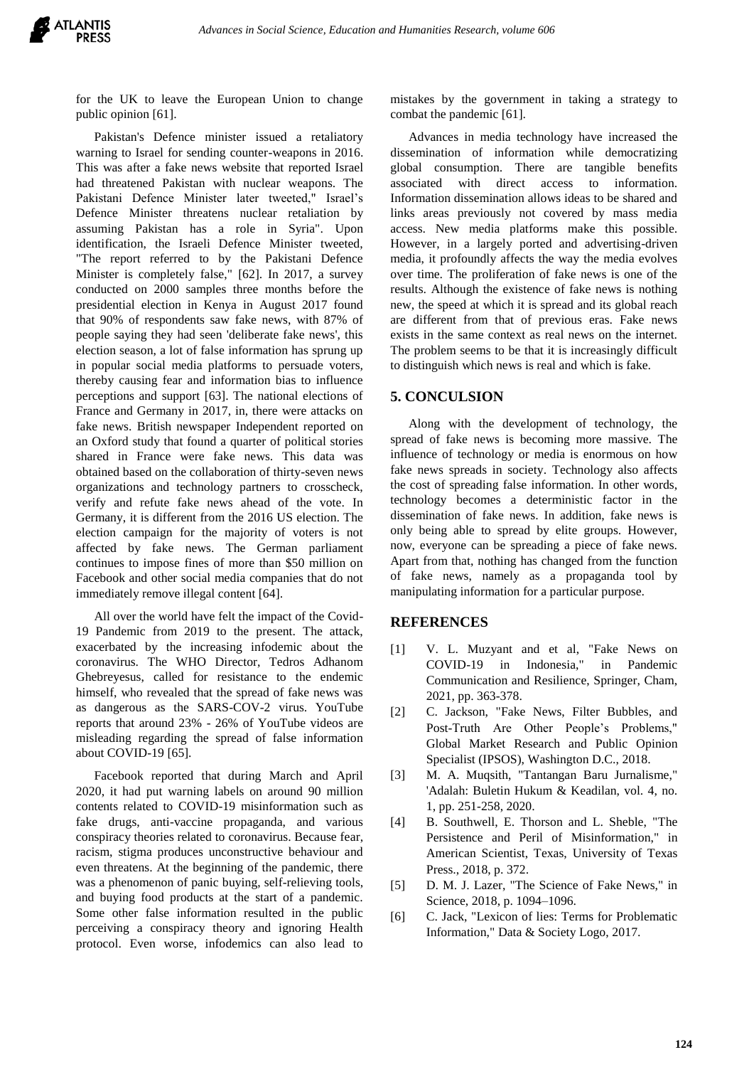for the UK to leave the European Union to change public opinion [61].

Pakistan's Defence minister issued a retaliatory warning to Israel for sending counter-weapons in 2016. This was after a fake news website that reported Israel had threatened Pakistan with nuclear weapons. The Pakistani Defence Minister later tweeted," Israel's Defence Minister threatens nuclear retaliation by assuming Pakistan has a role in Syria". Upon identification, the Israeli Defence Minister tweeted, "The report referred to by the Pakistani Defence Minister is completely false," [62]. In 2017, a survey conducted on 2000 samples three months before the presidential election in Kenya in August 2017 found that 90% of respondents saw fake news, with 87% of people saying they had seen 'deliberate fake news', this election season, a lot of false information has sprung up in popular social media platforms to persuade voters, thereby causing fear and information bias to influence perceptions and support [63]. The national elections of France and Germany in 2017, in, there were attacks on fake news. British newspaper Independent reported on an Oxford study that found a quarter of political stories shared in France were fake news. This data was obtained based on the collaboration of thirty-seven news organizations and technology partners to crosscheck, verify and refute fake news ahead of the vote. In Germany, it is different from the 2016 US election. The election campaign for the majority of voters is not affected by fake news. The German parliament continues to impose fines of more than $50 million on Facebook and other social media companies that do not immediately remove illegal content [64].

All over the world have felt the impact of the Covid-19 Pandemic from 2019 to the present. The attack, exacerbated by the increasing infodemic about the coronavirus. The WHO Director, Tedros Adhanom Ghebreyesus, called for resistance to the endemic himself, who revealed that the spread of fake news was as dangerous as the SARS-COV-2 virus. YouTube reports that around 23% - 26% of YouTube videos are misleading regarding the spread of false information about COVID-19 [65].

Facebook reported that during March and April 2020, it had put warning labels on around 90 million contents related to COVID-19 misinformation such as fake drugs, anti-vaccine propaganda, and various conspiracy theories related to coronavirus. Because fear, racism, stigma produces unconstructive behaviour and even threatens. At the beginning of the pandemic, there was a phenomenon of panic buying, self-relieving tools, and buying food products at the start of a pandemic. Some other false information resulted in the public perceiving a conspiracy theory and ignoring Health protocol. Even worse, infodemics can also lead to mistakes by the government in taking a strategy to combat the pandemic [61].

Advances in media technology have increased the dissemination of information while democratizing global consumption. There are tangible benefits associated with direct access to information. Information dissemination allows ideas to be shared and links areas previously not covered by mass media access. New media platforms make this possible. However, in a largely ported and advertising-driven media, it profoundly affects the way the media evolves over time. The proliferation of fake news is one of the results. Although the existence of fake news is nothing new, the speed at which it is spread and its global reach are different from that of previous eras. Fake news exists in the same context as real news on the internet. The problem seems to be that it is increasingly difficult to distinguish which news is real and which is fake.

## 5. CONCULSION

Along with the development of technology, the spread of fake news is becoming more massive. The influence of technology or media is enormous on how fake news spreads in society. Technology also affects the cost of spreading false information. In other words, technology becomes a deterministic factor in the dissemination of fake news. In addition, fake news is only being able to spread by elite groups. However, now, everyone can be spreading a piece of fake news. Apart from that, nothing has changed from the function of fake news, namely as a propaganda tool by manipulating information for a particular purpose.

## REFERENCES

[1] V. L. Muzyant and et al, "Fake News on COVID-19 in Indonesia," in Pandemic Communication and Resilience, Springer, Cham, 2021, pp. 363-378.

[2] C. Jackson, "Fake News, Filter Bubbles, and Post-Truth Are Other People's Problems," Global Market Research and Public Opinion Specialist (IPSOS), Washington D.C., 2018.

[3] M. A. Muqsith, "Tantangan Baru Jurnalisme," 'Adalah: Buletin Hukum & Keadilan, vol. 4, no. 1, pp. 251-258, 2020.

[4] B. Southwell, E. Thorson and L. Sheble, "The Persistence and Peril of Misinformation," in American Scientist, Texas, University of Texas Press., 2018, p. 372.

[5] D. M. J. Lazer, "The Science of Fake News," in Science, 2018, p. 1094–1096.

[6] C. Jack, "Lexicon of lies: Terms for Problematic Information," Data & Society Logo, 2017.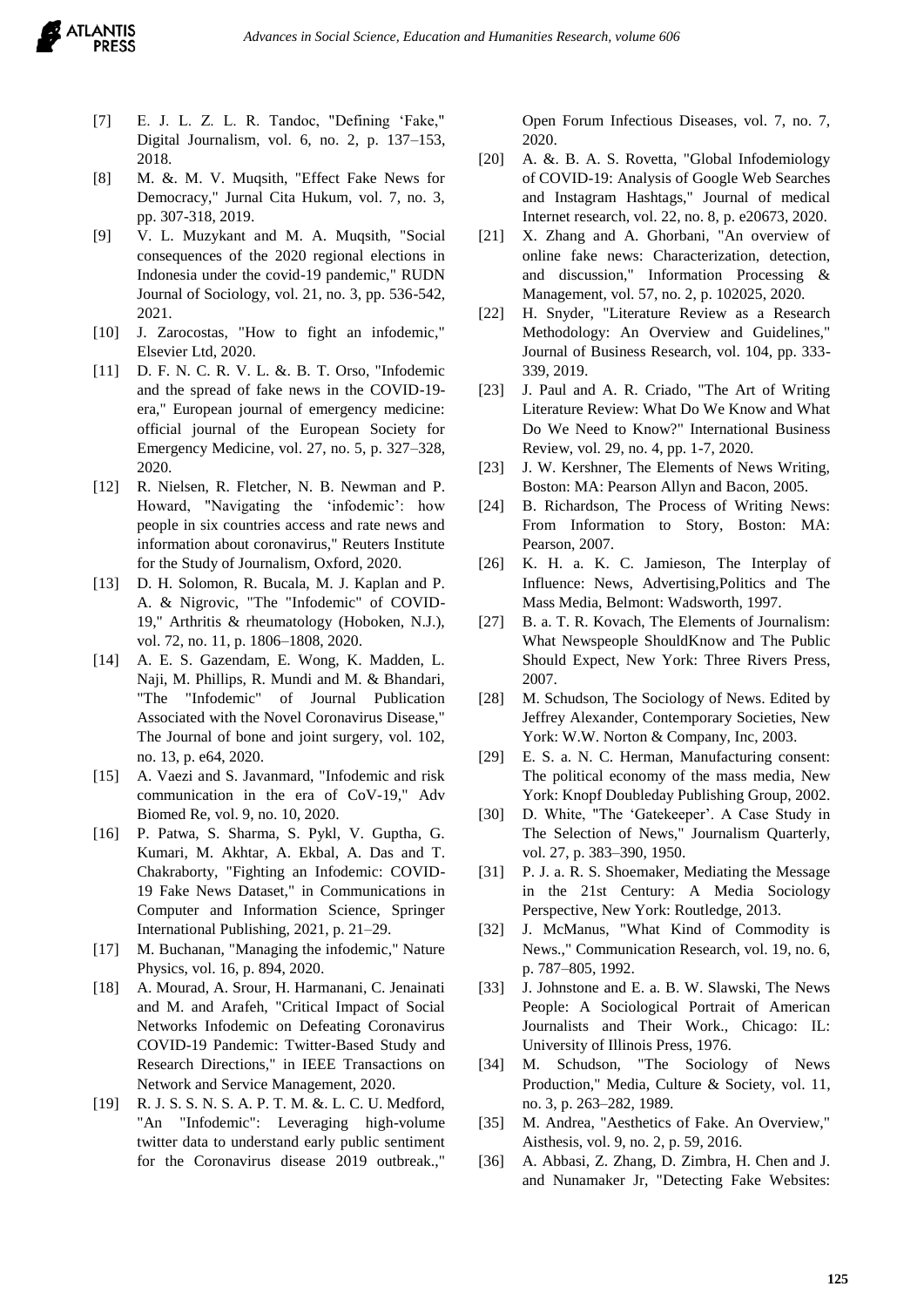[7] E. J. L. Z. L. R. Tandoc, "Defining 'Fake,'" Digital Journalism, vol. 6, no. 2, p. 137–153, 2018.

[8] M. &. M. V. Muqsith, "Effect Fake News for Democracy," Jurnal Cita Hukum, vol. 7, no. 3, pp. 307-318, 2019.

[9] V. L. Muzykant and M. A. Muqsith, "Social consequences of the 2020 regional elections in Indonesia under the covid-19 pandemic," RUDN Journal of Sociology, vol. 21, no. 3, pp. 536-542, 2021.

[10] J. Zarocostas, "How to fight an infodemic," Elsevier Ltd, 2020.

[11] D. F. N. C. R. V. L. &. B. T. Orso, "Infodemic and the spread of fake news in the COVID-19-era," European journal of emergency medicine: official journal of the European Society for Emergency Medicine, vol. 27, no. 5, p. 327–328, 2020.

[12] R. Nielsen, R. Fletcher, N. B. Newman and P. Howard, "Navigating the 'infodemic': how people in six countries access and rate news and information about coronavirus," Reuters Institute for the Study of Journalism, Oxford, 2020.

[13] D. H. Solomon, R. Bucala, M. J. Kaplan and P. A. & Nigrovic, "The "Infodemic" of COVID-19," Arthritis & rheumatology (Hoboken, N.J.), vol. 72, no. 11, p. 1806–1808, 2020.

[14] A. E. S. Gazendam, E. Wong, K. Madden, L. Naji, M. Phillips, R. Mundi and M. & Bhandari, "The "Infodemic" of Journal Publication Associated with the Novel Coronavirus Disease," The Journal of bone and joint surgery, vol. 102, no. 13, p. e64, 2020.

[15] A. Vaezi and S. Javanmard, "Infodemic and risk communication in the era of CoV-19," Adv Biomed Re, vol. 9, no. 10, 2020.

[16] P. Patwa, S. Sharma, S. Pykl, V. Guptha, G. Kumari, M. Akhtar, A. Ekbal, A. Das and T. Chakraborty, "Fighting an Infodemic: COVID-19 Fake News Dataset," in Communications in Computer and Information Science, Springer International Publishing, 2021, p. 21–29.

[17] M. Buchanan, "Managing the infodemic," Nature Physics, vol. 16, p. 894, 2020.

[18] A. Mourad, A. Srour, H. Harmanani, C. Jenainati and M. and Arafeh, "Critical Impact of Social Networks Infodemic on Defeating Coronavirus COVID-19 Pandemic: Twitter-Based Study and Research Directions," in IEEE Transactions on Network and Service Management, 2020.

[19] R. J. S. S. N. S. A. P. T. M. &. L. C. U. Medford, "An "Infodemic": Leveraging high-volume twitter data to understand early public sentiment for the Coronavirus disease 2019 outbreak.," Open Forum Infectious Diseases, vol. 7, no. 7, 2020.

[20] A. &. B. A. S. Rovetta, "Global Infodemiology of COVID-19: Analysis of Google Web Searches and Instagram Hashtags," Journal of medical Internet research, vol. 22, no. 8, p. e20673, 2020.

[21] X. Zhang and A. Ghorbani, "An overview of online fake news: Characterization, detection, and discussion," Information Processing & Management, vol. 57, no. 2, p. 102025, 2020.

[22] H. Snyder, "Literature Review as a Research Methodology: An Overview and Guidelines," Journal of Business Research, vol. 104, pp. 333-339, 2019.

[23] J. Paul and A. R. Criado, "The Art of Writing Literature Review: What Do We Know and What Do We Need to Know?" International Business Review, vol. 29, no. 4, pp. 1-7, 2020.

[23] J. W. Kershner, The Elements of News Writing, Boston: MA: Pearson Allyn and Bacon, 2005.

[24] B. Richardson, The Process of Writing News: From Information to Story, Boston: MA: Pearson, 2007.

[26] K. H. a. K. C. Jamieson, The Interplay of Influence: News, Advertising,Politics and The Mass Media, Belmont: Wadsworth, 1997.

[27] B. a. T. R. Kovach, The Elements of Journalism: What Newspeople ShouldKnow and The Public Should Expect, New York: Three Rivers Press, 2007.

[28] M. Schudson, The Sociology of News. Edited by Jeffrey Alexander, Contemporary Societies, New York: W.W. Norton & Company, Inc, 2003.

[29] E. S. a. N. C. Herman, Manufacturing consent: The political economy of the mass media, New York: Knopf Doubleday Publishing Group, 2002.

[30] D. White, "The 'Gatekeeper'. A Case Study in The Selection of News," Journalism Quarterly, vol. 27, p. 383–390, 1950.

[31] P. J. a. R. S. Shoemaker, Mediating the Message in the 21st Century: A Media Sociology Perspective, New York: Routledge, 2013.

[32] J. McManus, "What Kind of Commodity is News.," Communication Research, vol. 19, no. 6, p. 787–805, 1992.

[33] J. Johnstone and E. a. B. W. Slawski, The News People: A Sociological Portrait of American Journalists and Their Work., Chicago: IL: University of Illinois Press, 1976.

[34] M. Schudson, "The Sociology of News Production," Media, Culture & Society, vol. 11, no. 3, p. 263–282, 1989.

[35] M. Andrea, "Aesthetics of Fake. An Overview," Aisthesis, vol. 9, no. 2, p. 59, 2016.

[36] A. Abbasi, Z. Zhang, D. Zimbra, H. Chen and J. and Nunamaker Jr, "Detecting Fake Websites: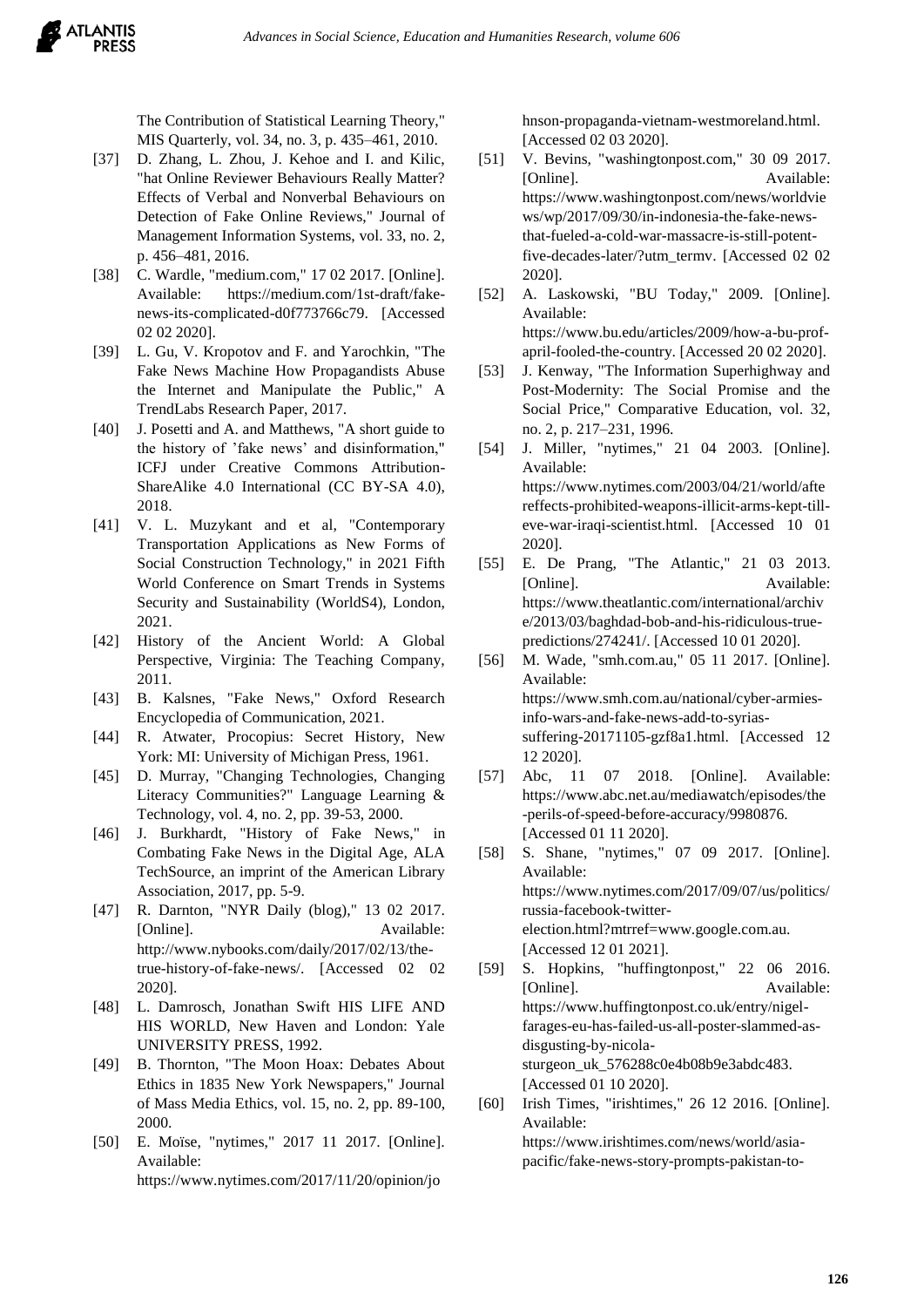The Contribution of Statistical Learning Theory," MIS Quarterly, vol. 34, no. 3, p. 435–461, 2010.

[37] D. Zhang, L. Zhou, J. Kehoe and I. and Kilic, "hat Online Reviewer Behaviours Really Matter? Effects of Verbal and Nonverbal Behaviours on Detection of Fake Online Reviews," Journal of Management Information Systems, vol. 33, no. 2, p. 456–481, 2016.

[38] C. Wardle, "medium.com," 17 02 2017. [Online]. Available: https://medium.com/1st-draft/fake-news-its-complicated-d0f773766c79. [Accessed 02 02 2020].

[39] L. Gu, V. Kropotov and F. and Yarochkin, "The Fake News Machine How Propagandists Abuse the Internet and Manipulate the Public," A TrendLabs Research Paper, 2017.

[40] J. Posetti and A. and Matthews, "A short guide to the history of 'fake news' and disinformation," ICFJ under Creative Commons Attribution-ShareAlike 4.0 International (CC BY-SA 4.0), 2018.

[41] V. L. Muzykant and et al, "Contemporary Transportation Applications as New Forms of Social Construction Technology," in 2021 Fifth World Conference on Smart Trends in Systems Security and Sustainability (WorldS4), London, 2021.

[42] History of the Ancient World: A Global Perspective, Virginia: The Teaching Company, 2011.

[43] B. Kalsnes, "Fake News," Oxford Research Encyclopedia of Communication, 2021.

[44] R. Atwater, Procopius: Secret History, New York: MI: University of Michigan Press, 1961.

[45] D. Murray, "Changing Technologies, Changing Literacy Communities?" Language Learning & Technology, vol. 4, no. 2, pp. 39-53, 2000.

[46] J. Burkhardt, "History of Fake News," in Combating Fake News in the Digital Age, ALA TechSource, an imprint of the American Library Association, 2017, pp. 5-9.

[47] R. Darnton, "NYR Daily (blog)," 13 02 2017. [Online]. Available: http://www.nybooks.com/daily/2017/02/13/the-true-history-of-fake-news/. [Accessed 02 02 2020].

[48] L. Damrosch, Jonathan Swift HIS LIFE AND HIS WORLD, New Haven and London: Yale UNIVERSITY PRESS, 1992.

[49] B. Thornton, "The Moon Hoax: Debates About Ethics in 1835 New York Newspapers," Journal of Mass Media Ethics, vol. 15, no. 2, pp. 89-100, 2000.

[50] E. Moïse, "nytimes," 2017 11 2017. [Online]. Available: https://www.nytimes.com/2017/11/20/opinion/johnson-propaganda-vietnam-westmoreland.html. [Accessed 02 03 2020].

[51] V. Bevins, "washingtonpost.com," 30 09 2017. [Online]. Available: https://www.washingtonpost.com/news/worldviews/wp/2017/09/30/in-indonesia-the-fake-news-that-fueled-a-cold-war-massacre-is-still-potent-five-decades-later/?utm_termv. [Accessed 02 02 2020].

[52] A. Laskowski, "BU Today," 2009. [Online]. Available: https://www.bu.edu/articles/2009/how-a-bu-prof-april-fooled-the-country. [Accessed 20 02 2020].

[53] J. Kenway, "The Information Superhighway and Post-Modernity: The Social Promise and the Social Price," Comparative Education, vol. 32, no. 2, p. 217–231, 1996.

[54] J. Miller, "nytimes," 21 04 2003. [Online]. Available: https://www.nytimes.com/2003/04/21/world/aftereffects-prohibited-weapons-illicit-arms-kept-till-eve-war-iraqi-scientist.html. [Accessed 10 01 2020].

[55] E. De Prang, "The Atlantic," 21 03 2013. [Online]. Available: https://www.theatlantic.com/international/archive/2013/03/baghdad-bob-and-his-ridiculous-true-predictions/274241/. [Accessed 10 01 2020].

[56] M. Wade, "smh.com.au," 05 11 2017. [Online]. Available: https://www.smh.com.au/national/cyber-armies-info-wars-and-fake-news-add-to-syrias-suffering-20171105-gzf8a1.html. [Accessed 12 12 2020].

[57] Abc, 11 07 2018. [Online]. Available: https://www.abc.net.au/mediawatch/episodes/the-perils-of-speed-before-accuracy/9980876. [Accessed 01 11 2020].

[58] S. Shane, "nytimes," 07 09 2017. [Online]. Available: https://www.nytimes.com/2017/09/07/us/politics/russia-facebook-twitter-election.html?mtrref=www.google.com.au. [Accessed 12 01 2021].

[59] S. Hopkins, "huffingtonpost," 22 06 2016. [Online]. Available: https://www.huffingtonpost.co.uk/entry/nigel-farages-eu-has-failed-us-all-poster-slammed-as-disgusting-by-nicola-sturgeon_uk_576288c0e4b08b9e3abdc483. [Accessed 01 10 2020].

[60] Irish Times, "irishtimes," 26 12 2016. [Online]. Available: https://www.irishtimes.com/news/world/asia-pacific/fake-news-story-prompts-pakistan-to-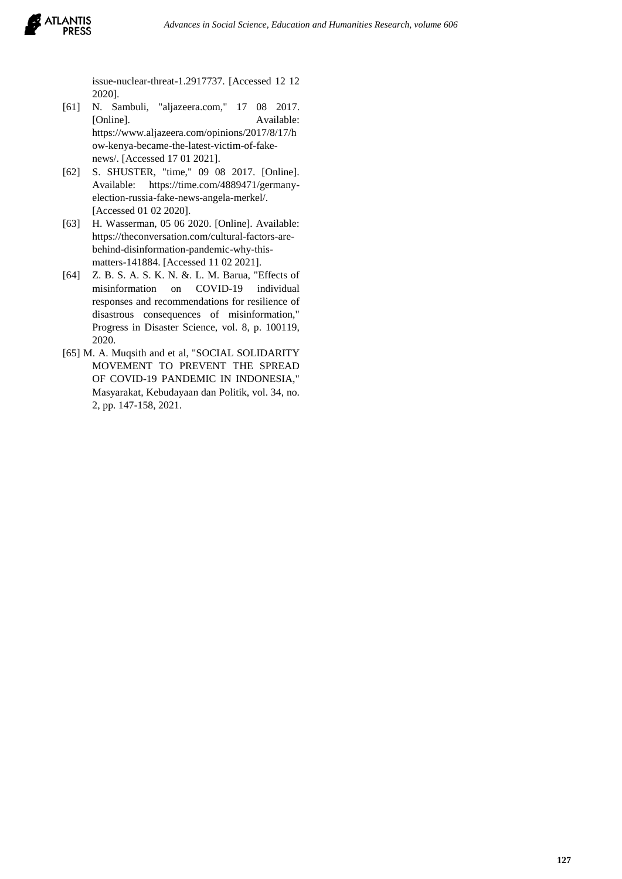issue-nuclear-threat-1.2917737. [Accessed 12 12 2020].

[61] N. Sambuli, "aljazeera.com," 17 08 2017. [Online]. Available: https://www.aljazeera.com/opinions/2017/8/17/how-kenya-became-the-latest-victim-of-fake-news/. [Accessed 17 01 2021].

[62] S. SHUSTER, "time," 09 08 2017. [Online]. Available: https://time.com/4889471/germany-election-russia-fake-news-angela-merkel/. [Accessed 01 02 2020].

[63] H. Wasserman, 05 06 2020. [Online]. Available: https://theconversation.com/cultural-factors-are-behind-disinformation-pandemic-why-this-matters-141884. [Accessed 11 02 2021].

[64] Z. B. S. A. S. K. N. &. L. M. Barua, "Effects of misinformation on COVID-19 individual responses and recommendations for resilience of disastrous consequences of misinformation," Progress in Disaster Science, vol. 8, p. 100119, 2020.

[65] M. A. Muqsith and et al, "SOCIAL SOLIDARITY MOVEMENT TO PREVENT THE SPREAD OF COVID-19 PANDEMIC IN INDONESIA," Masyarakat, Kebudayaan dan Politik, vol. 34, no. 2, pp. 147-158, 2021.